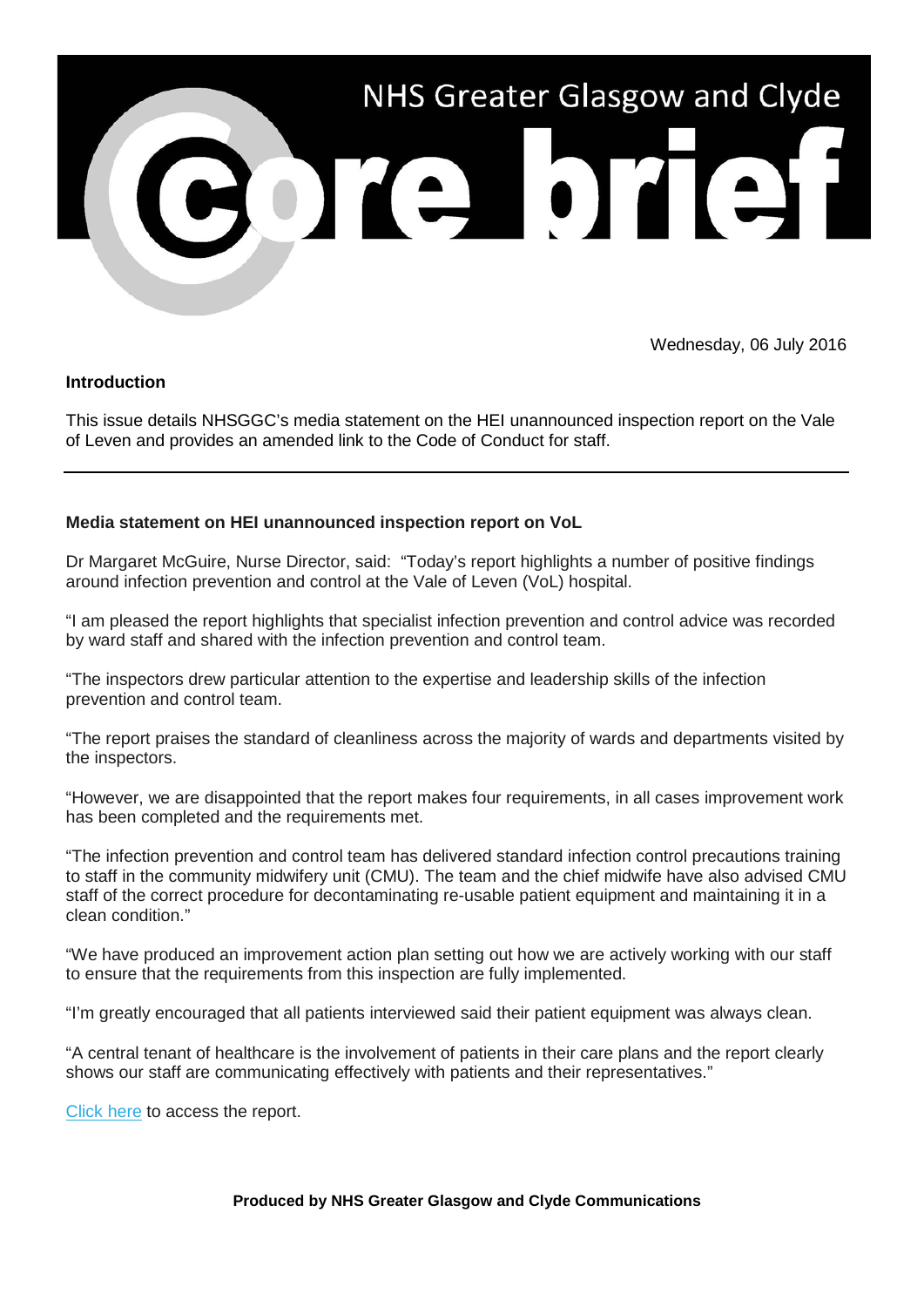# NHS Greater Glasgow and Clyde Core brief

Wednesday, 06 July 2016

**Introduction**

This issue details NHSGGC's media statement on the HEI unannounced inspection report on the Vale of Leven and provides an amended link to the Code of Conduct for staff.

---

**Media statement on HEI unannounced inspection report on VoL**

Dr Margaret McGuire, Nurse Director, said: "Today's report highlights a number of positive findings around infection prevention and control at the Vale of Leven (VoL) hospital.

"I am pleased the report highlights that specialist infection prevention and control advice was recorded by ward staff and shared with the infection prevention and control team.

"The inspectors drew particular attention to the expertise and leadership skills of the infection prevention and control team.

"The report praises the standard of cleanliness across the majority of wards and departments visited by the inspectors.

"However, we are disappointed that the report makes four requirements, in all cases improvement work has been completed and the requirements met.

"The infection prevention and control team has delivered standard infection control precautions training to staff in the community midwifery unit (CMU). The team and the chief midwife have also advised CMU staff of the correct procedure for decontaminating re-usable patient equipment and maintaining it in a clean condition."

"We have produced an improvement action plan setting out how we are actively working with our staff to ensure that the requirements from this inspection are fully implemented.

"I'm greatly encouraged that all patients interviewed said their patient equipment was always clean.

"A central tenant of healthcare is the involvement of patients in their care plans and the report clearly shows our staff are communicating effectively with patients and their representatives."

Click here to access the report.

**Produced by NHS Greater Glasgow and Clyde Communications**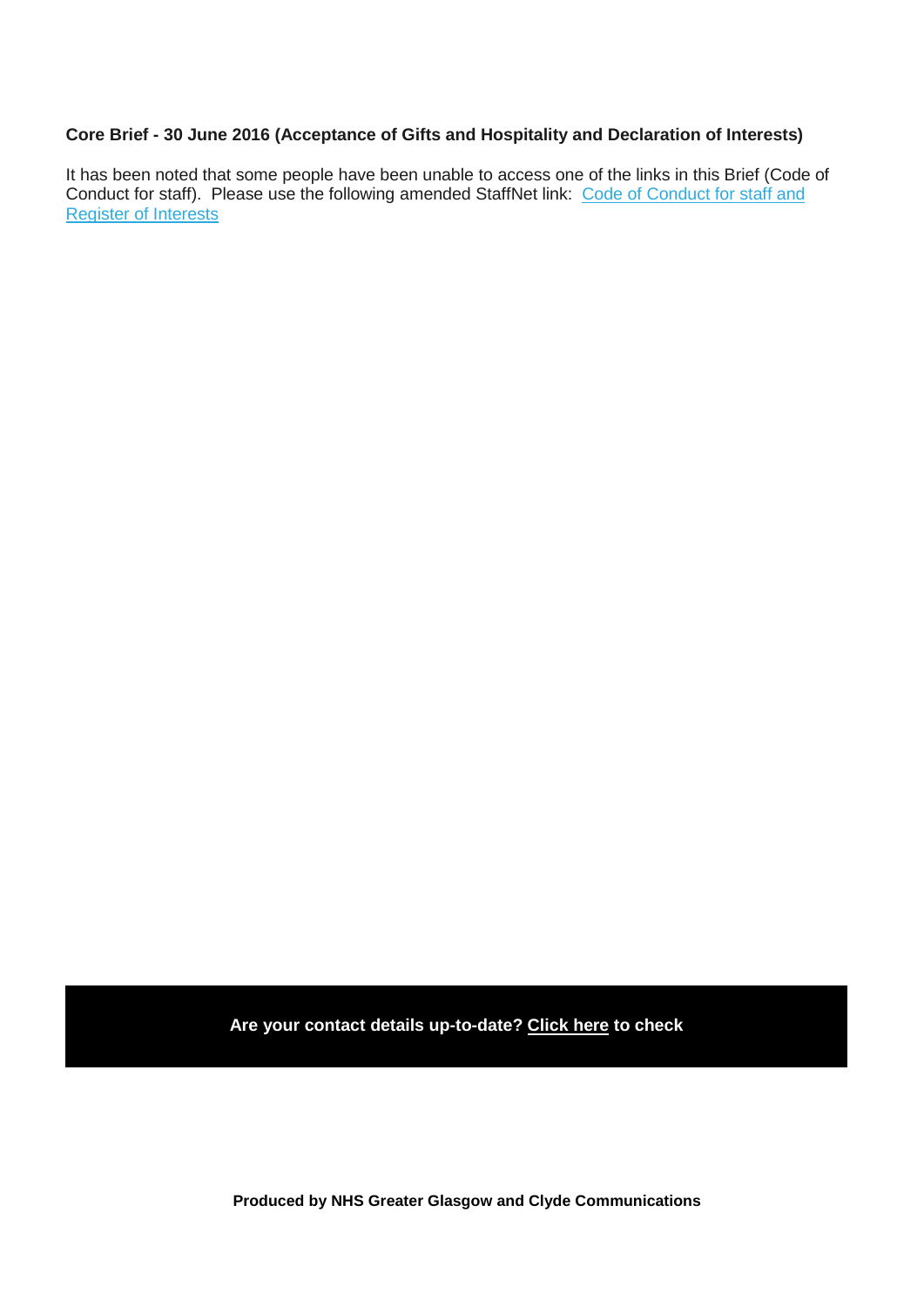**Core Brief - 30 June 2016 (Acceptance of Gifts and Hospitality and Declaration of Interests)**

It has been noted that some people have been unable to access one of the links in this Brief (Code of Conduct for staff). Please use the following amended StaffNet link: Code of Conduct for staff and Register of Interests

**Are your contact details up-to-date? Click here to check**

**Produced by NHS Greater Glasgow and Clyde Communications**